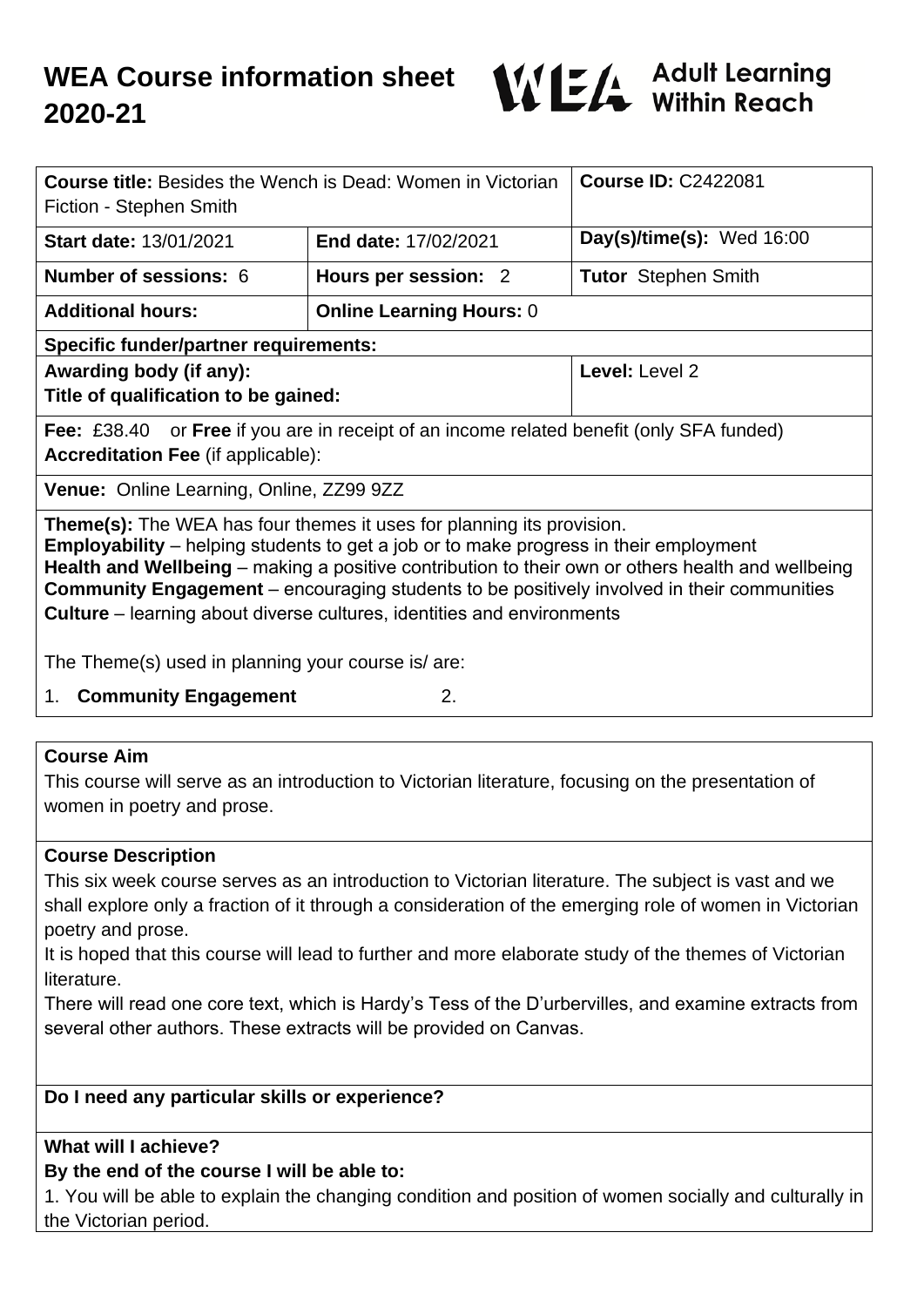# WEA Course information sheet 2020-21

WEA Adult Learning Within Reach

| **Course title:** Besides the Wench is Dead: Women in Victorian Fiction - Stephen Smith | | **Course ID:** C2422081 |
|---|---|---|
| **Start date:** 13/01/2021 | **End date:** 17/02/2021 | **Day(s)/time(s):** Wed 16:00 |
| **Number of sessions:** 6 | **Hours per session:** 2 | **Tutor** Stephen Smith |
| **Additional hours:** | **Online Learning Hours:** 0 | |
| **Specific funder/partner requirements:** | | |
| **Awarding body (if any):** **Title of qualification to be gained:** | | **Level:** Level 2 |
| **Fee:** £38.40 or **Free** if you are in receipt of an income related benefit (only SFA funded) **Accreditation Fee** (if applicable): | | |
| **Venue:** Online Learning, Online, ZZ99 9ZZ | | |

**Theme(s):** The WEA has four themes it uses for planning its provision.
**Employability** – helping students to get a job or to make progress in their employment
**Health and Wellbeing** – making a positive contribution to their own or others health and wellbeing
**Community Engagement** – encouraging students to be positively involved in their communities
**Culture** – learning about diverse cultures, identities and environments

The Theme(s) used in planning your course is/ are:

1. **Community Engagement**
2. 

**Course Aim**

This course will serve as an introduction to Victorian literature, focusing on the presentation of women in poetry and prose.

**Course Description**

This six week course serves as an introduction to Victorian literature. The subject is vast and we shall explore only a fraction of it through a consideration of the emerging role of women in Victorian poetry and prose.
It is hoped that this course will lead to further and more elaborate study of the themes of Victorian literature.
There will read one core text, which is Hardy's Tess of the D'urbervilles, and examine extracts from several other authors. These extracts will be provided on Canvas.

**Do I need any particular skills or experience?**

**What will I achieve?**
**By the end of the course I will be able to:**

1. You will be able to explain the changing condition and position of women socially and culturally in the Victorian period.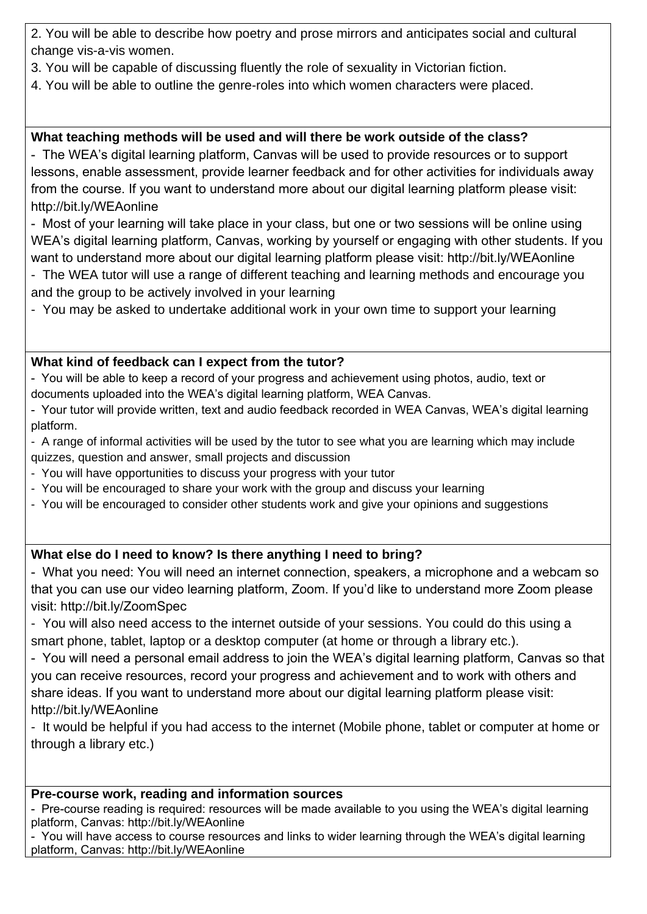2. You will be able to describe how poetry and prose mirrors and anticipates social and cultural change vis-a-vis women.
3. You will be capable of discussing fluently the role of sexuality in Victorian fiction.
4. You will be able to outline the genre-roles into which women characters were placed.

**What teaching methods will be used and will there be work outside of the class?**

- The WEA's digital learning platform, Canvas will be used to provide resources or to support lessons, enable assessment, provide learner feedback and for other activities for individuals away from the course. If you want to understand more about our digital learning platform please visit: http://bit.ly/WEAonline
- Most of your learning will take place in your class, but one or two sessions will be online using WEA's digital learning platform, Canvas, working by yourself or engaging with other students. If you want to understand more about our digital learning platform please visit: http://bit.ly/WEAonline
- The WEA tutor will use a range of different teaching and learning methods and encourage you and the group to be actively involved in your learning
- You may be asked to undertake additional work in your own time to support your learning

**What kind of feedback can I expect from the tutor?**

- You will be able to keep a record of your progress and achievement using photos, audio, text or documents uploaded into the WEA's digital learning platform, WEA Canvas.
- Your tutor will provide written, text and audio feedback recorded in WEA Canvas, WEA's digital learning platform.
- A range of informal activities will be used by the tutor to see what you are learning which may include quizzes, question and answer, small projects and discussion
- You will have opportunities to discuss your progress with your tutor
- You will be encouraged to share your work with the group and discuss your learning
- You will be encouraged to consider other students work and give your opinions and suggestions

**What else do I need to know? Is there anything I need to bring?**

- What you need: You will need an internet connection, speakers, a microphone and a webcam so that you can use our video learning platform, Zoom. If you'd like to understand more Zoom please visit: http://bit.ly/ZoomSpec
- You will also need access to the internet outside of your sessions. You could do this using a smart phone, tablet, laptop or a desktop computer (at home or through a library etc.).
- You will need a personal email address to join the WEA's digital learning platform, Canvas so that you can receive resources, record your progress and achievement and to work with others and share ideas. If you want to understand more about our digital learning platform please visit: http://bit.ly/WEAonline
- It would be helpful if you had access to the internet (Mobile phone, tablet or computer at home or through a library etc.)

**Pre-course work, reading and information sources**

- Pre-course reading is required: resources will be made available to you using the WEA's digital learning platform, Canvas: http://bit.ly/WEAonline
- You will have access to course resources and links to wider learning through the WEA's digital learning platform, Canvas: http://bit.ly/WEAonline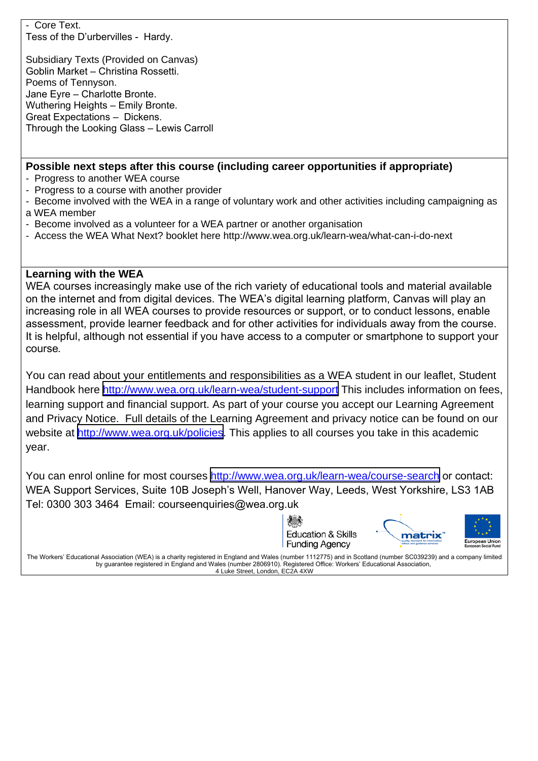- Core Text.
Tess of the D'urbervilles - Hardy.

Subsidiary Texts (Provided on Canvas)
Goblin Market – Christina Rossetti.
Poems of Tennyson.
Jane Eyre – Charlotte Bronte.
Wuthering Heights – Emily Bronte.
Great Expectations – Dickens.
Through the Looking Glass – Lewis Carroll

**Possible next steps after this course (including career opportunities if appropriate)**

- Progress to another WEA course
- Progress to a course with another provider
- Become involved with the WEA in a range of voluntary work and other activities including campaigning as a WEA member
- Become involved as a volunteer for a WEA partner or another organisation
- Access the WEA What Next? booklet here http://www.wea.org.uk/learn-wea/what-can-i-do-next

**Learning with the WEA**

WEA courses increasingly make use of the rich variety of educational tools and material available on the internet and from digital devices. The WEA's digital learning platform, Canvas will play an increasing role in all WEA courses to provide resources or support, or to conduct lessons, enable assessment, provide learner feedback and for other activities for individuals away from the course. It is helpful, although not essential if you have access to a computer or smartphone to support your course.

You can read about your entitlements and responsibilities as a WEA student in our leaflet, Student Handbook here http://www.wea.org.uk/learn-wea/student-support This includes information on fees, learning support and financial support. As part of your course you accept our Learning Agreement and Privacy Notice. Full details of the Learning Agreement and privacy notice can be found on our website at http://www.wea.org.uk/policies. This applies to all courses you take in this academic year.

You can enrol online for most courses http://www.wea.org.uk/learn-wea/course-search or contact:
WEA Support Services, Suite 10B Joseph's Well, Hanover Way, Leeds, West Yorkshire, LS3 1AB
Tel: 0300 303 3464 Email: courseenquiries@wea.org.uk

Education & Skills Funding Agency

matrix

European Union European Social Fund

The Workers' Educational Association (WEA) is a charity registered in England and Wales (number 1112775) and in Scotland (number SC039239) and a company limited by guarantee registered in England and Wales (number 2806910). Registered Office: Workers' Educational Association, 4 Luke Street, London, EC2A 4XW